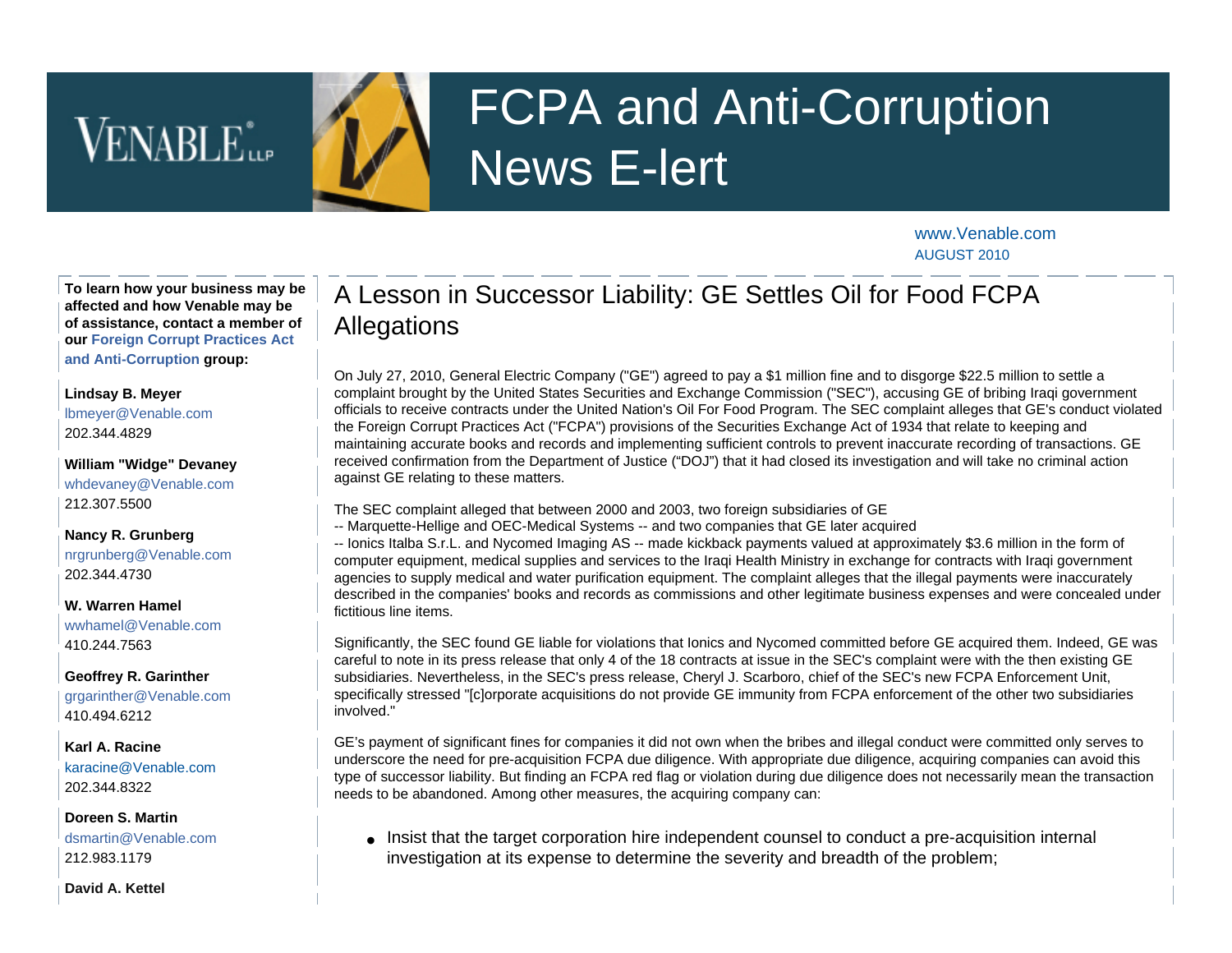# FCPA and Anti-Corruption News E-lert

www.Venable.com
AUGUST 2010

## A Lesson in Successor Liability: GE Settles Oil for Food FCPA Allegations

On July 27, 2010, General Electric Company ("GE") agreed to pay a $1 million fine and to disgorge $22.5 million to settle a complaint brought by the United States Securities and Exchange Commission ("SEC"), accusing GE of bribing Iraqi government officials to receive contracts under the United Nation's Oil For Food Program. The SEC complaint alleges that GE's conduct violated the Foreign Corrupt Practices Act ("FCPA") provisions of the Securities Exchange Act of 1934 that relate to keeping and maintaining accurate books and records and implementing sufficient controls to prevent inaccurate recording of transactions. GE received confirmation from the Department of Justice ("DOJ") that it had closed its investigation and will take no criminal action against GE relating to these matters.

The SEC complaint alleged that between 2000 and 2003, two foreign subsidiaries of GE -- Marquette-Hellige and OEC-Medical Systems -- and two companies that GE later acquired -- Ionics Italba S.r.L. and Nycomed Imaging AS -- made kickback payments valued at approximately $3.6 million in the form of computer equipment, medical supplies and services to the Iraqi Health Ministry in exchange for contracts with Iraqi government agencies to supply medical and water purification equipment. The complaint alleges that the illegal payments were inaccurately described in the companies' books and records as commissions and other legitimate business expenses and were concealed under fictitious line items.

Significantly, the SEC found GE liable for violations that Ionics and Nycomed committed before GE acquired them. Indeed, GE was careful to note in its press release that only 4 of the 18 contracts at issue in the SEC's complaint were with the then existing GE subsidiaries. Nevertheless, in the SEC's press release, Cheryl J. Scarboro, chief of the SEC's new FCPA Enforcement Unit, specifically stressed "[c]orporate acquisitions do not provide GE immunity from FCPA enforcement of the other two subsidiaries involved."

GE's payment of significant fines for companies it did not own when the bribes and illegal conduct were committed only serves to underscore the need for pre-acquisition FCPA due diligence. With appropriate due diligence, acquiring companies can avoid this type of successor liability. But finding an FCPA red flag or violation during due diligence does not necessarily mean the transaction needs to be abandoned. Among other measures, the acquiring company can:

- Insist that the target corporation hire independent counsel to conduct a pre-acquisition internal investigation at its expense to determine the severity and breadth of the problem;

---

**To learn how your business may be affected and how Venable may be of assistance, contact a member of our Foreign Corrupt Practices Act and Anti-Corruption group:**

**Lindsay B. Meyer**
lbmeyer@Venable.com
202.344.4829

**William "Widge" Devaney**
whdevaney@Venable.com
212.307.5500

**Nancy R. Grunberg**
nrgrunberg@Venable.com
202.344.4730

**W. Warren Hamel**
wwhamel@Venable.com
410.244.7563

**Geoffrey R. Garinther**
grgarinther@Venable.com
410.494.6212

**Karl A. Racine**
karacine@Venable.com
202.344.8322

**Doreen S. Martin**
dsmartin@Venable.com
212.983.1179

**David A. Kettel**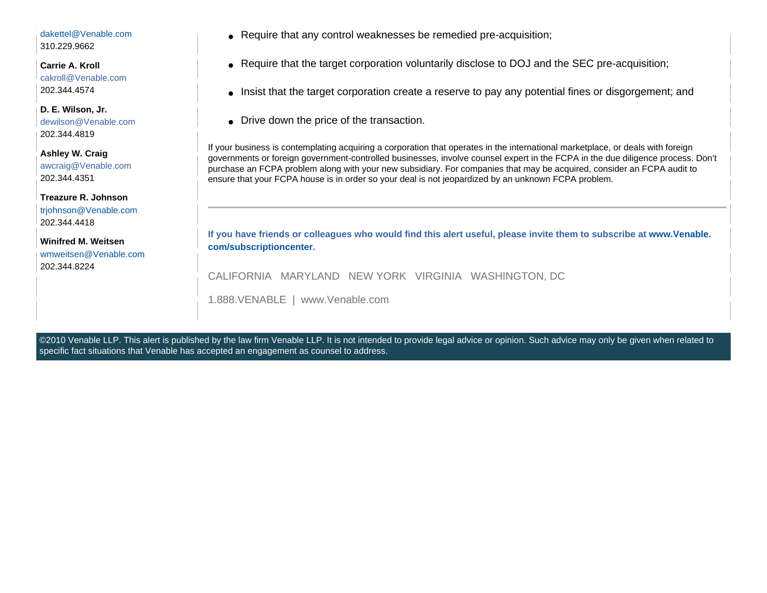dakettel@Venable.com
310.229.9662

**Carrie A. Kroll**
cakroll@Venable.com
202.344.4574

**D. E. Wilson, Jr.**
dewilson@Venable.com
202.344.4819

**Ashley W. Craig**
awcraig@Venable.com
202.344.4351

**Treazure R. Johnson**
trjohnson@Venable.com
202.344.4418

**Winifred M. Weitsen**
wmweitsen@Venable.com
202.344.8224

- Require that any control weaknesses be remedied pre-acquisition;
- Require that the target corporation voluntarily disclose to DOJ and the SEC pre-acquisition;
- Insist that the target corporation create a reserve to pay any potential fines or disgorgement; and
- Drive down the price of the transaction.

If your business is contemplating acquiring a corporation that operates in the international marketplace, or deals with foreign governments or foreign government-controlled businesses, involve counsel expert in the FCPA in the due diligence process. Don't purchase an FCPA problem along with your new subsidiary. For companies that may be acquired, consider an FCPA audit to ensure that your FCPA house is in order so your deal is not jeopardized by an unknown FCPA problem.

---

**If you have friends or colleagues who would find this alert useful, please invite them to subscribe at www.Venable.com/subscriptioncenter.**

CALIFORNIA MARYLAND NEW YORK VIRGINIA WASHINGTON, DC

1.888.VENABLE | www.Venable.com

©2010 Venable LLP. This alert is published by the law firm Venable LLP. It is not intended to provide legal advice or opinion. Such advice may only be given when related to specific fact situations that Venable has accepted an engagement as counsel to address.